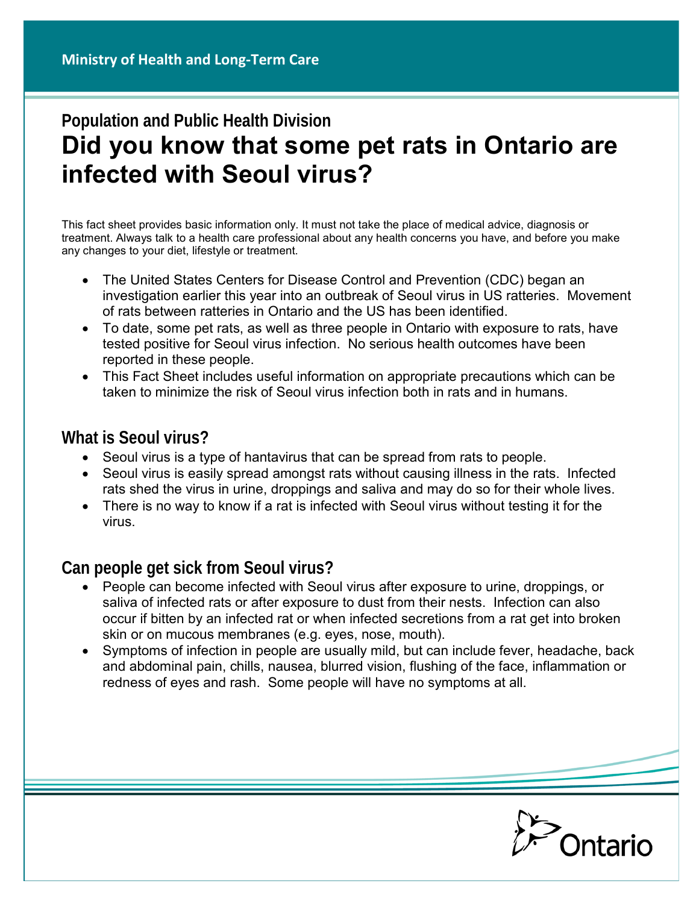Ministry of Health and Long-Term Care

## Population and Public Health Division

# Did you know that some pet rats in Ontario are infected with Seoul virus?

This fact sheet provides basic information only. It must not take the place of medical advice, diagnosis or treatment. Always talk to a health care professional about any health concerns you have, and before you make any changes to your diet, lifestyle or treatment.

- The United States Centers for Disease Control and Prevention (CDC) began an investigation earlier this year into an outbreak of Seoul virus in US ratteries. Movement of rats between ratteries in Ontario and the US has been identified.
- To date, some pet rats, as well as three people in Ontario with exposure to rats, have tested positive for Seoul virus infection. No serious health outcomes have been reported in these people.
- This Fact Sheet includes useful information on appropriate precautions which can be taken to minimize the risk of Seoul virus infection both in rats and in humans.

## What is Seoul virus?

- Seoul virus is a type of hantavirus that can be spread from rats to people.
- Seoul virus is easily spread amongst rats without causing illness in the rats. Infected rats shed the virus in urine, droppings and saliva and may do so for their whole lives.
- There is no way to know if a rat is infected with Seoul virus without testing it for the virus.

## Can people get sick from Seoul virus?

- People can become infected with Seoul virus after exposure to urine, droppings, or saliva of infected rats or after exposure to dust from their nests. Infection can also occur if bitten by an infected rat or when infected secretions from a rat get into broken skin or on mucous membranes (e.g. eyes, nose, mouth).
- Symptoms of infection in people are usually mild, but can include fever, headache, back and abdominal pain, chills, nausea, blurred vision, flushing of the face, inflammation or redness of eyes and rash. Some people will have no symptoms at all.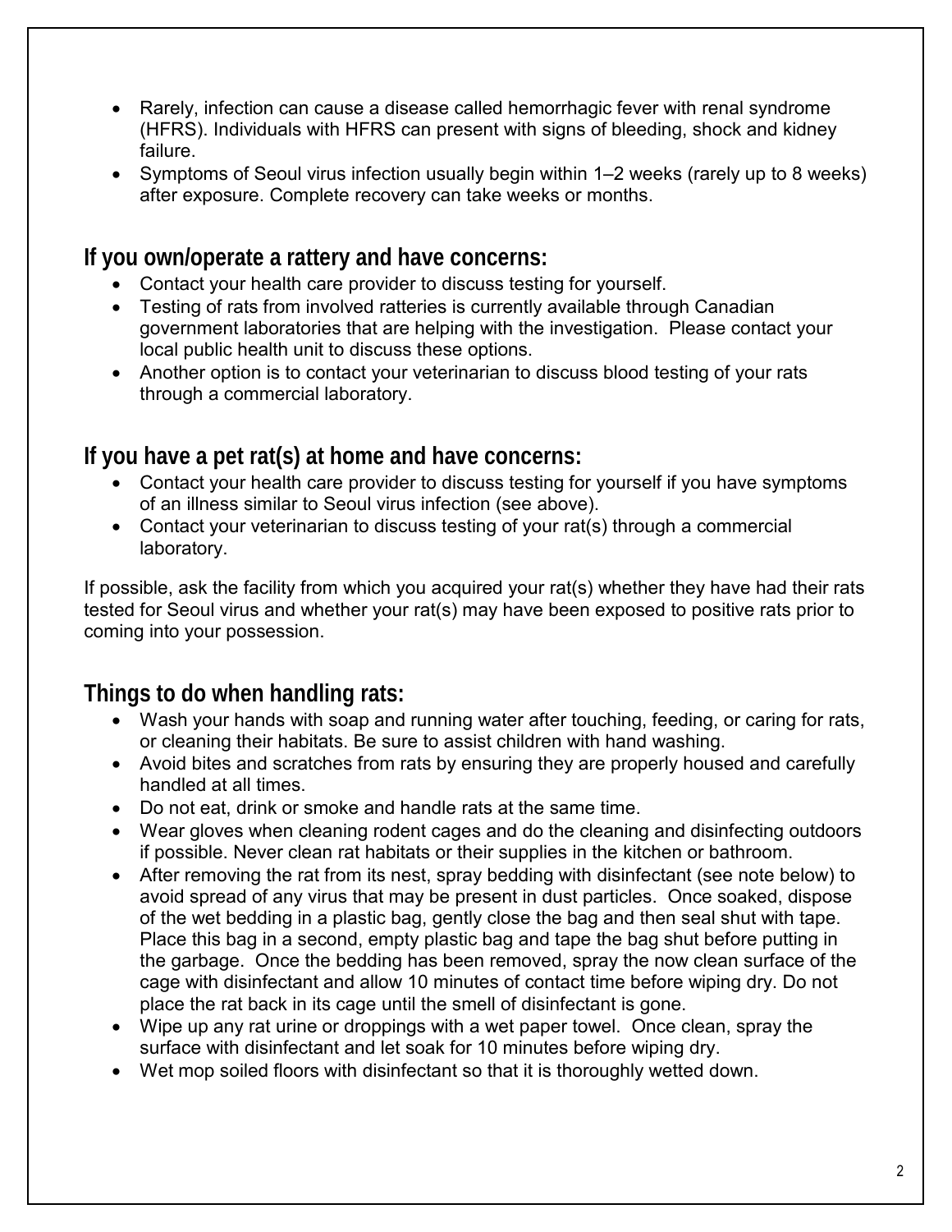- Rarely, infection can cause a disease called hemorrhagic fever with renal syndrome (HFRS). Individuals with HFRS can present with signs of bleeding, shock and kidney failure.
- Symptoms of Seoul virus infection usually begin within 1–2 weeks (rarely up to 8 weeks) after exposure. Complete recovery can take weeks or months.

## If you own/operate a rattery and have concerns:

- Contact your health care provider to discuss testing for yourself.
- Testing of rats from involved ratteries is currently available through Canadian government laboratories that are helping with the investigation. Please contact your local public health unit to discuss these options.
- Another option is to contact your veterinarian to discuss blood testing of your rats through a commercial laboratory.

## If you have a pet rat(s) at home and have concerns:

- Contact your health care provider to discuss testing for yourself if you have symptoms of an illness similar to Seoul virus infection (see above).
- Contact your veterinarian to discuss testing of your rat(s) through a commercial laboratory.

If possible, ask the facility from which you acquired your rat(s) whether they have had their rats tested for Seoul virus and whether your rat(s) may have been exposed to positive rats prior to coming into your possession.

## Things to do when handling rats:

- Wash your hands with soap and running water after touching, feeding, or caring for rats, or cleaning their habitats. Be sure to assist children with hand washing.
- Avoid bites and scratches from rats by ensuring they are properly housed and carefully handled at all times.
- Do not eat, drink or smoke and handle rats at the same time.
- Wear gloves when cleaning rodent cages and do the cleaning and disinfecting outdoors if possible. Never clean rat habitats or their supplies in the kitchen or bathroom.
- After removing the rat from its nest, spray bedding with disinfectant (see note below) to avoid spread of any virus that may be present in dust particles. Once soaked, dispose of the wet bedding in a plastic bag, gently close the bag and then seal shut with tape. Place this bag in a second, empty plastic bag and tape the bag shut before putting in the garbage. Once the bedding has been removed, spray the now clean surface of the cage with disinfectant and allow 10 minutes of contact time before wiping dry. Do not place the rat back in its cage until the smell of disinfectant is gone.
- Wipe up any rat urine or droppings with a wet paper towel. Once clean, spray the surface with disinfectant and let soak for 10 minutes before wiping dry.
- Wet mop soiled floors with disinfectant so that it is thoroughly wetted down.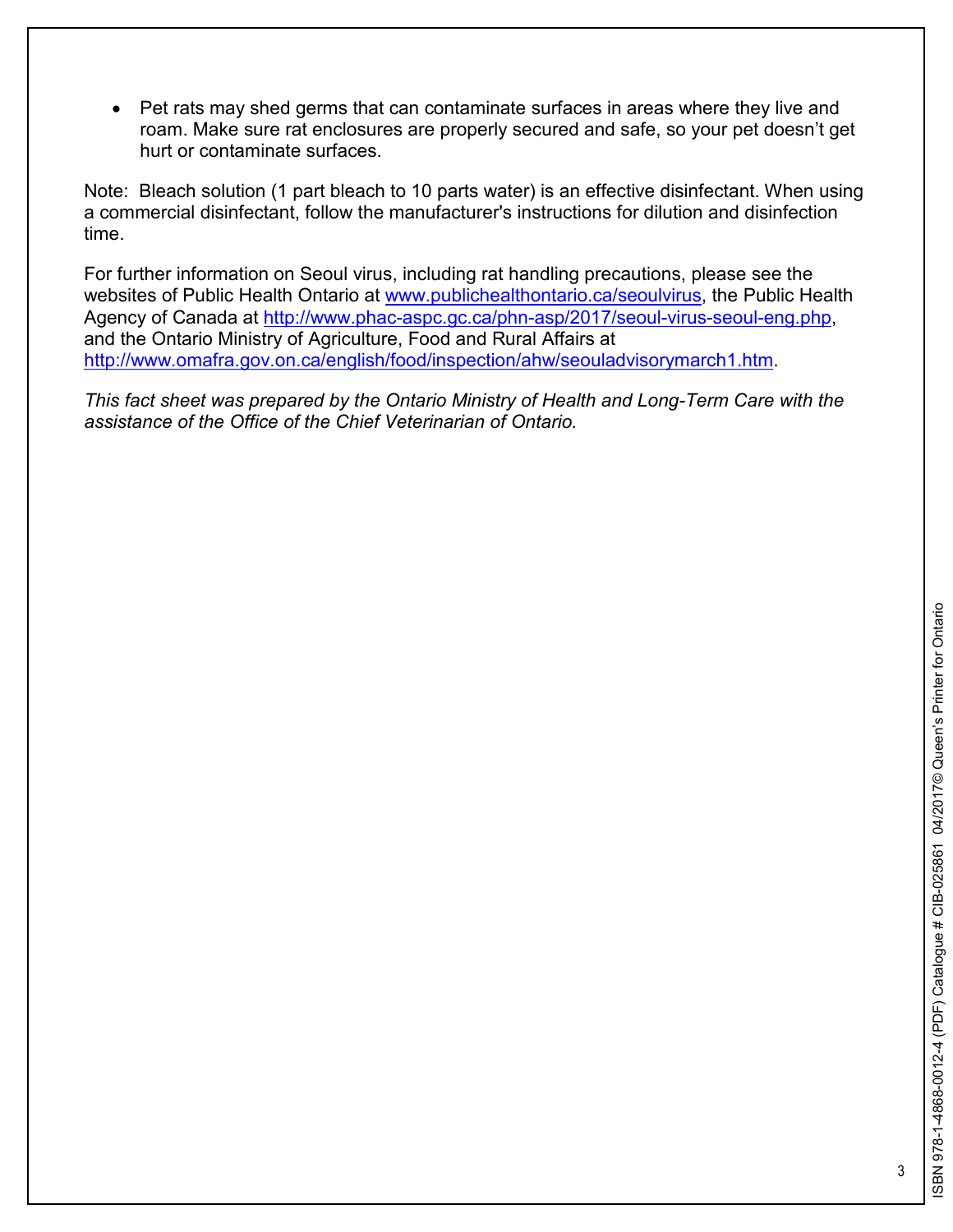- Pet rats may shed germs that can contaminate surfaces in areas where they live and roam. Make sure rat enclosures are properly secured and safe, so your pet doesn't get hurt or contaminate surfaces.

Note: Bleach solution (1 part bleach to 10 parts water) is an effective disinfectant. When using a commercial disinfectant, follow the manufacturer's instructions for dilution and disinfection time.

For further information on Seoul virus, including rat handling precautions, please see the websites of Public Health Ontario at [www.publichealthontario.ca/seoulvirus](www.publichealthontario.ca/seoulvirus), the Public Health Agency of Canada at [http://www.phac-aspc.gc.ca/phn-asp/2017/seoul-virus-seoul-eng.php](http://www.phac-aspc.gc.ca/phn-asp/2017/seoul-virus-seoul-eng.php), and the Ontario Ministry of Agriculture, Food and Rural Affairs at [http://www.omafra.gov.on.ca/english/food/inspection/ahw/seouladvisorymarch1.htm](http://www.omafra.gov.on.ca/english/food/inspection/ahw/seouladvisorymarch1.htm).

*This fact sheet was prepared by the Ontario Ministry of Health and Long-Term Care with the assistance of the Office of the Chief Veterinarian of Ontario.*

ISBN 978-1-4868-0012-4 (PDF) Catalogue # CIB-025861 04/2017© Queen's Printer for Ontario